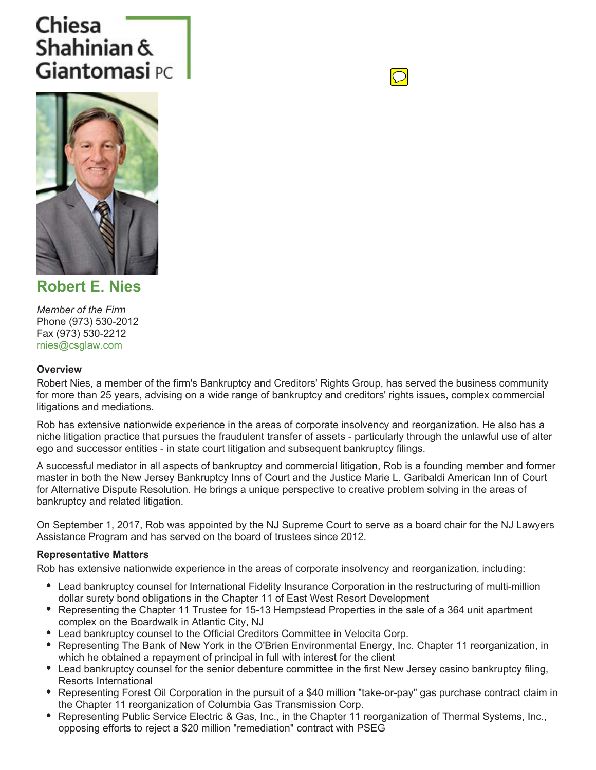Chiesa Shahinian & Giantomasi PC

## Robert E. Nies

*Member of the Firm*
Phone (973) 530-2012
Fax (973) 530-2212
rnies@csglaw.com

**Overview**

Robert Nies, a member of the firm's Bankruptcy and Creditors' Rights Group, has served the business community for more than 25 years, advising on a wide range of bankruptcy and creditors' rights issues, complex commercial litigations and mediations.

Rob has extensive nationwide experience in the areas of corporate insolvency and reorganization. He also has a niche litigation practice that pursues the fraudulent transfer of assets - particularly through the unlawful use of alter ego and successor entities - in state court litigation and subsequent bankruptcy filings.

A successful mediator in all aspects of bankruptcy and commercial litigation, Rob is a founding member and former master in both the New Jersey Bankruptcy Inns of Court and the Justice Marie L. Garibaldi American Inn of Court for Alternative Dispute Resolution. He brings a unique perspective to creative problem solving in the areas of bankruptcy and related litigation.

On September 1, 2017, Rob was appointed by the NJ Supreme Court to serve as a board chair for the NJ Lawyers Assistance Program and has served on the board of trustees since 2012.

**Representative Matters**

Rob has extensive nationwide experience in the areas of corporate insolvency and reorganization, including:

- Lead bankruptcy counsel for International Fidelity Insurance Corporation in the restructuring of multi-million dollar surety bond obligations in the Chapter 11 of East West Resort Development
- Representing the Chapter 11 Trustee for 15-13 Hempstead Properties in the sale of a 364 unit apartment complex on the Boardwalk in Atlantic City, NJ
- Lead bankruptcy counsel to the Official Creditors Committee in Velocita Corp.
- Representing The Bank of New York in the O'Brien Environmental Energy, Inc. Chapter 11 reorganization, in which he obtained a repayment of principal in full with interest for the client
- Lead bankruptcy counsel for the senior debenture committee in the first New Jersey casino bankruptcy filing, Resorts International
- Representing Forest Oil Corporation in the pursuit of a $40 million "take-or-pay" gas purchase contract claim in the Chapter 11 reorganization of Columbia Gas Transmission Corp.
- Representing Public Service Electric & Gas, Inc., in the Chapter 11 reorganization of Thermal Systems, Inc., opposing efforts to reject a $20 million "remediation" contract with PSEG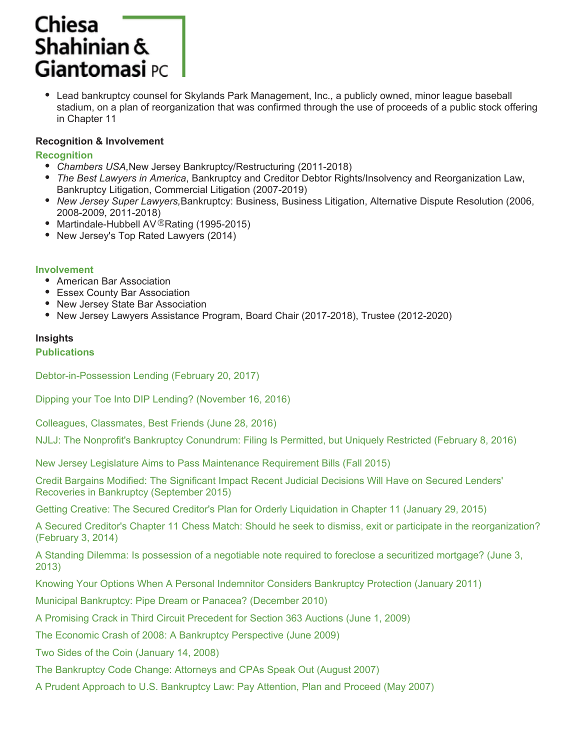- Lead bankruptcy counsel for Skylands Park Management, Inc., a publicly owned, minor league baseball stadium, on a plan of reorganization that was confirmed through the use of proceeds of a public stock offering in Chapter 11

## Recognition & Involvement

### Recognition

- *Chambers USA,* New Jersey Bankruptcy/Restructuring (2011-2018)
- *The Best Lawyers in America*, Bankruptcy and Creditor Debtor Rights/Insolvency and Reorganization Law, Bankruptcy Litigation, Commercial Litigation (2007-2019)
- *New Jersey Super Lawyers,* Bankruptcy: Business, Business Litigation, Alternative Dispute Resolution (2006, 2008-2009, 2011-2018)
- Martindale-Hubbell AV® Rating (1995-2015)
- New Jersey's Top Rated Lawyers (2014)

### Involvement

- American Bar Association
- Essex County Bar Association
- New Jersey State Bar Association
- New Jersey Lawyers Assistance Program, Board Chair (2017-2018), Trustee (2012-2020)

## Insights

### Publications

Debtor-in-Possession Lending (February 20, 2017)

Dipping your Toe Into DIP Lending? (November 16, 2016)

Colleagues, Classmates, Best Friends (June 28, 2016)

NJLJ: The Nonprofit's Bankruptcy Conundrum: Filing Is Permitted, but Uniquely Restricted (February 8, 2016)

New Jersey Legislature Aims to Pass Maintenance Requirement Bills (Fall 2015)

Credit Bargains Modified: The Significant Impact Recent Judicial Decisions Will Have on Secured Lenders' Recoveries in Bankruptcy (September 2015)

Getting Creative: The Secured Creditor's Plan for Orderly Liquidation in Chapter 11 (January 29, 2015)

A Secured Creditor's Chapter 11 Chess Match: Should he seek to dismiss, exit or participate in the reorganization? (February 3, 2014)

A Standing Dilemma: Is possession of a negotiable note required to foreclose a securitized mortgage? (June 3, 2013)

Knowing Your Options When A Personal Indemnitor Considers Bankruptcy Protection (January 2011)

Municipal Bankruptcy: Pipe Dream or Panacea? (December 2010)

A Promising Crack in Third Circuit Precedent for Section 363 Auctions (June 1, 2009)

The Economic Crash of 2008: A Bankruptcy Perspective (June 2009)

Two Sides of the Coin (January 14, 2008)

The Bankruptcy Code Change: Attorneys and CPAs Speak Out (August 2007)

A Prudent Approach to U.S. Bankruptcy Law: Pay Attention, Plan and Proceed (May 2007)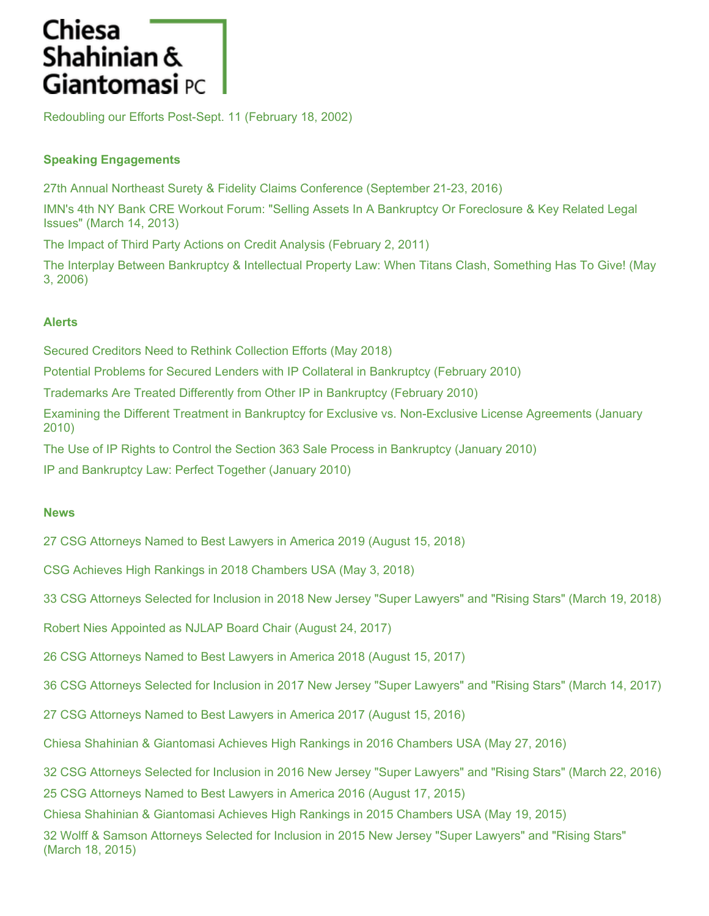Redoubling our Efforts Post-Sept. 11 (February 18, 2002)

### Speaking Engagements

27th Annual Northeast Surety & Fidelity Claims Conference (September 21-23, 2016)

IMN's 4th NY Bank CRE Workout Forum: "Selling Assets In A Bankruptcy Or Foreclosure & Key Related Legal Issues" (March 14, 2013)

The Impact of Third Party Actions on Credit Analysis (February 2, 2011)

The Interplay Between Bankruptcy & Intellectual Property Law: When Titans Clash, Something Has To Give! (May 3, 2006)

### Alerts

Secured Creditors Need to Rethink Collection Efforts (May 2018)

Potential Problems for Secured Lenders with IP Collateral in Bankruptcy (February 2010)

Trademarks Are Treated Differently from Other IP in Bankruptcy (February 2010)

Examining the Different Treatment in Bankruptcy for Exclusive vs. Non-Exclusive License Agreements (January 2010)

The Use of IP Rights to Control the Section 363 Sale Process in Bankruptcy (January 2010)

IP and Bankruptcy Law: Perfect Together (January 2010)

### News

27 CSG Attorneys Named to Best Lawyers in America 2019 (August 15, 2018)

CSG Achieves High Rankings in 2018 Chambers USA (May 3, 2018)

33 CSG Attorneys Selected for Inclusion in 2018 New Jersey "Super Lawyers" and "Rising Stars" (March 19, 2018)

Robert Nies Appointed as NJLAP Board Chair (August 24, 2017)

26 CSG Attorneys Named to Best Lawyers in America 2018 (August 15, 2017)

36 CSG Attorneys Selected for Inclusion in 2017 New Jersey "Super Lawyers" and "Rising Stars" (March 14, 2017)

27 CSG Attorneys Named to Best Lawyers in America 2017 (August 15, 2016)

Chiesa Shahinian & Giantomasi Achieves High Rankings in 2016 Chambers USA (May 27, 2016)

32 CSG Attorneys Selected for Inclusion in 2016 New Jersey "Super Lawyers" and "Rising Stars" (March 22, 2016)

25 CSG Attorneys Named to Best Lawyers in America 2016 (August 17, 2015)

Chiesa Shahinian & Giantomasi Achieves High Rankings in 2015 Chambers USA (May 19, 2015)

32 Wolff & Samson Attorneys Selected for Inclusion in 2015 New Jersey "Super Lawyers" and "Rising Stars" (March 18, 2015)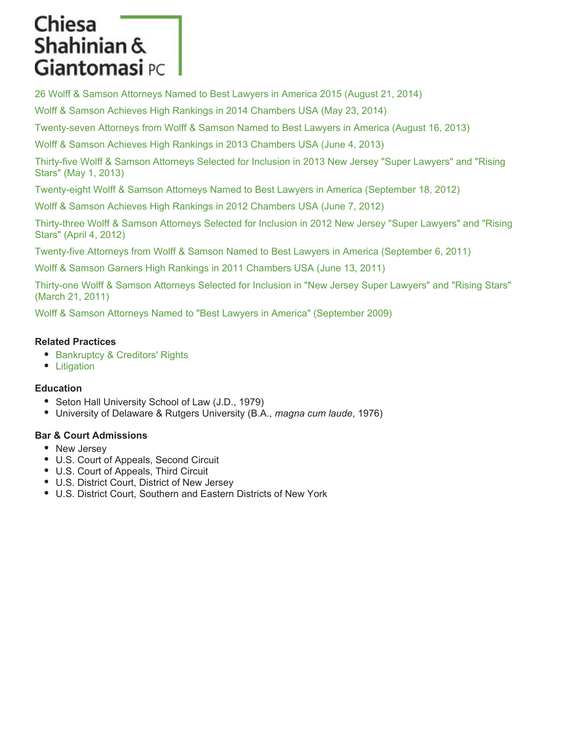26 Wolff & Samson Attorneys Named to Best Lawyers in America 2015 (August 21, 2014)

Wolff & Samson Achieves High Rankings in 2014 Chambers USA (May 23, 2014)

Twenty-seven Attorneys from Wolff & Samson Named to Best Lawyers in America (August 16, 2013)

Wolff & Samson Achieves High Rankings in 2013 Chambers USA (June 4, 2013)

Thirty-five Wolff & Samson Attorneys Selected for Inclusion in 2013 New Jersey "Super Lawyers" and "Rising Stars" (May 1, 2013)

Twenty-eight Wolff & Samson Attorneys Named to Best Lawyers in America (September 18, 2012)

Wolff & Samson Achieves High Rankings in 2012 Chambers USA (June 7, 2012)

Thirty-three Wolff & Samson Attorneys Selected for Inclusion in 2012 New Jersey "Super Lawyers" and "Rising Stars" (April 4, 2012)

Twenty-five Attorneys from Wolff & Samson Named to Best Lawyers in America (September 6, 2011)

Wolff & Samson Garners High Rankings in 2011 Chambers USA (June 13, 2011)

Thirty-one Wolff & Samson Attorneys Selected for Inclusion in "New Jersey Super Lawyers" and "Rising Stars" (March 21, 2011)

Wolff & Samson Attorneys Named to "Best Lawyers in America" (September 2009)

### Related Practices

- Bankruptcy & Creditors' Rights
- Litigation

### Education

- Seton Hall University School of Law (J.D., 1979)
- University of Delaware & Rutgers University (B.A., *magna cum laude*, 1976)

### Bar & Court Admissions

- New Jersey
- U.S. Court of Appeals, Second Circuit
- U.S. Court of Appeals, Third Circuit
- U.S. District Court, District of New Jersey
- U.S. District Court, Southern and Eastern Districts of New York